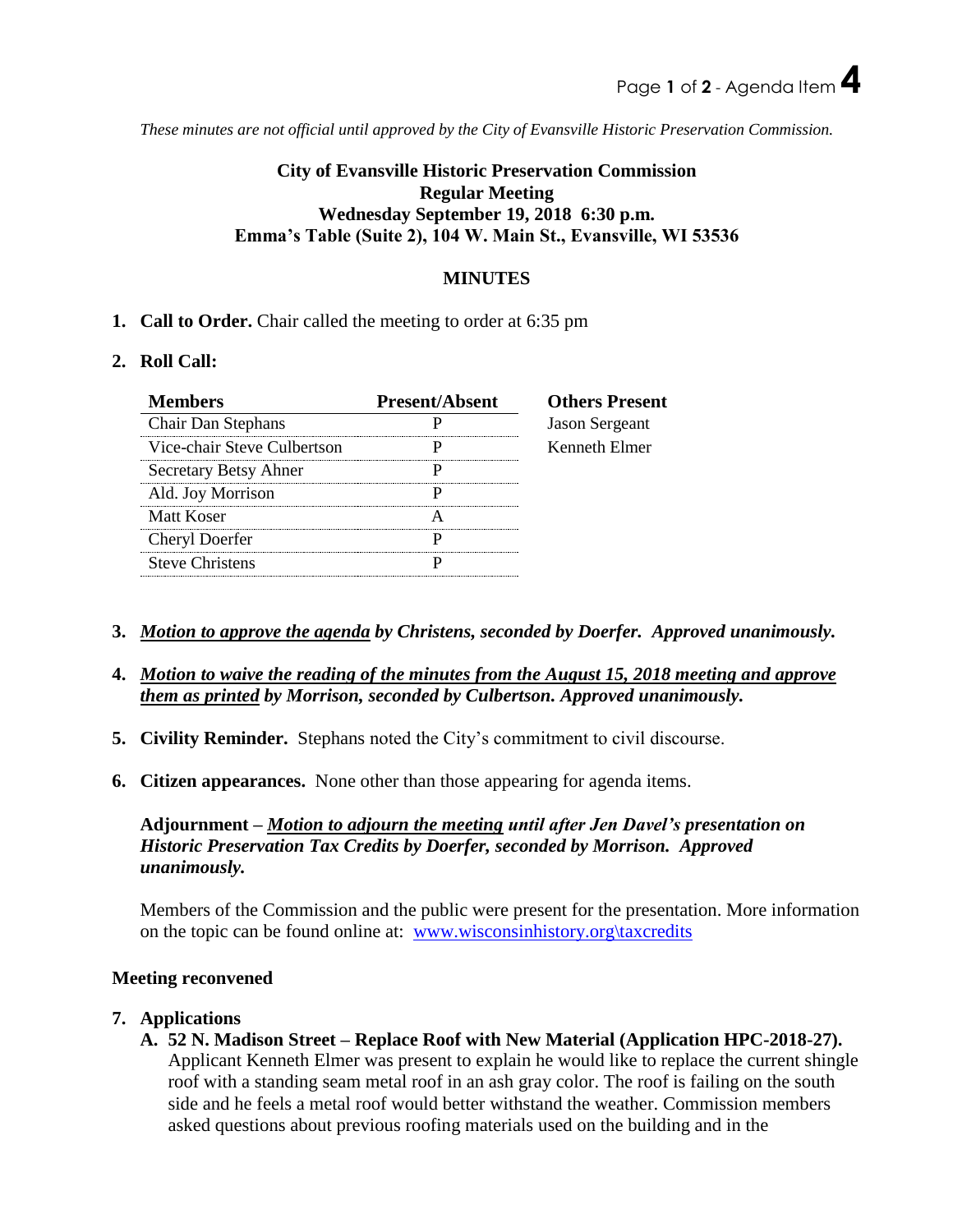*These minutes are not official until approved by the City of Evansville Historic Preservation Commission.*

**City of Evansville Historic Preservation Commission**
**Regular Meeting**
**Wednesday September 19, 2018 6:30 p.m.**
**Emma's Table (Suite 2), 104 W. Main St., Evansville, WI 53536**

## MINUTES

1. **Call to Order.** Chair called the meeting to order at 6:35 pm

2. **Roll Call:**

| Members | Present/Absent | Others Present |
|---|---|---|
| Chair Dan Stephans | P | Jason Sergeant |
| Vice-chair Steve Culbertson | P | Kenneth Elmer |
| Secretary Betsy Ahner | P | |
| Ald. Joy Morrison | P | |
| Matt Koser | A | |
| Cheryl Doerfer | P | |
| Steve Christens | P | |

3. ***Motion to approve the agenda* by Christens, seconded by Doerfer. Approved unanimously.**

4. ***Motion to waive the reading of the minutes from the August 15, 2018 meeting and approve them as printed* by Morrison, seconded by Culbertson. Approved unanimously.**

5. **Civility Reminder.** Stephans noted the City's commitment to civil discourse.

6. **Citizen appearances.** None other than those appearing for agenda items.

   **Adjournment –** ***Motion to adjourn the meeting* until after Jen Davel's presentation on Historic Preservation Tax Credits by Doerfer, seconded by Morrison. Approved unanimously.**

   Members of the Commission and the public were present for the presentation. More information on the topic can be found online at: www.wisconsinhistory.org\taxcredits

**Meeting reconvened**

7. **Applications**
   
   **A. 52 N. Madison Street – Replace Roof with New Material (Application HPC-2018-27).** Applicant Kenneth Elmer was present to explain he would like to replace the current shingle roof with a standing seam metal roof in an ash gray color. The roof is failing on the south side and he feels a metal roof would better withstand the weather. Commission members asked questions about previous roofing materials used on the building and in the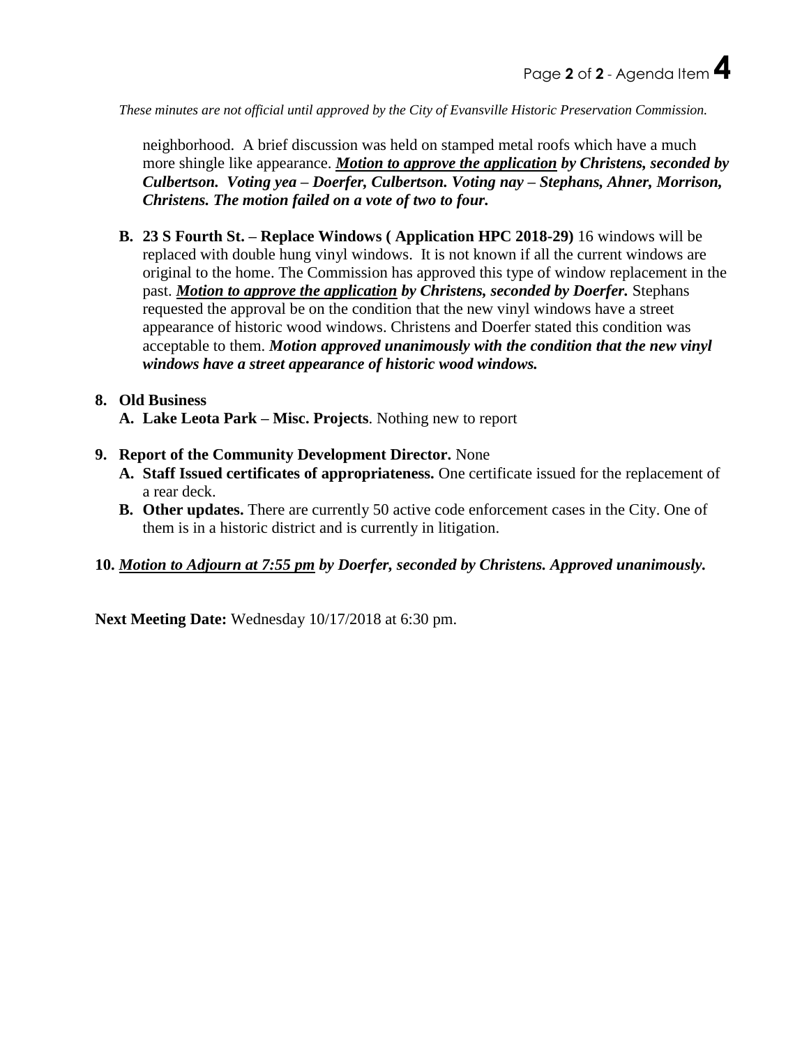*These minutes are not official until approved by the City of Evansville Historic Preservation Commission.*

neighborhood. A brief discussion was held on stamped metal roofs which have a much more shingle like appearance. ***<u>Motion to approve the application</u> by Christens, seconded by Culbertson. Voting yea – Doerfer, Culbertson. Voting nay – Stephans, Ahner, Morrison, Christens. The motion failed on a vote of two to four.***

**B. 23 S Fourth St. – Replace Windows ( Application HPC 2018-29)** 16 windows will be replaced with double hung vinyl windows. It is not known if all the current windows are original to the home. The Commission has approved this type of window replacement in the past. ***<u>Motion to approve the application</u> by Christens, seconded by Doerfer.*** Stephans requested the approval be on the condition that the new vinyl windows have a street appearance of historic wood windows. Christens and Doerfer stated this condition was acceptable to them. ***Motion approved unanimously with the condition that the new vinyl windows have a street appearance of historic wood windows.***

**8. Old Business**

**A. Lake Leota Park – Misc. Projects**. Nothing new to report

**9. Report of the Community Development Director.** None

**A. Staff Issued certificates of appropriateness.** One certificate issued for the replacement of a rear deck.

**B. Other updates.** There are currently 50 active code enforcement cases in the City. One of them is in a historic district and is currently in litigation.

**10. *<u>Motion to Adjourn at 7:55 pm</u> by Doerfer, seconded by Christens. Approved unanimously.***

**Next Meeting Date:** Wednesday 10/17/2018 at 6:30 pm.